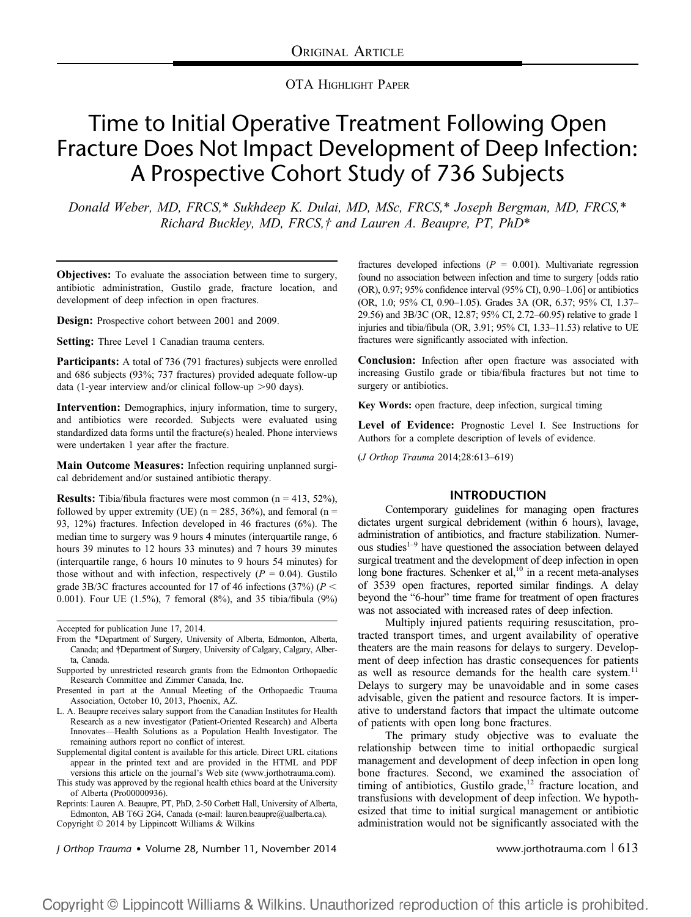ORIGINAL ARTICLE

OTA HIGHLIGHT PAPER

# Time to Initial Operative Treatment Following Open Fracture Does Not Impact Development of Deep Infection: A Prospective Cohort Study of 736 Subjects

*Donald Weber, MD, FRCS,\* Sukhdeep K. Dulai, MD, MSc, FRCS,\* Joseph Bergman, MD, FRCS,\* Richard Buckley, MD, FRCS,† and Lauren A. Beaupre, PT, PhD\**

**Objectives:** To evaluate the association between time to surgery, antibiotic administration, Gustilo grade, fracture location, and development of deep infection in open fractures.

**Design:** Prospective cohort between 2001 and 2009.

**Setting:** Three Level 1 Canadian trauma centers.

**Participants:** A total of 736 (791 fractures) subjects were enrolled and 686 subjects (93%; 737 fractures) provided adequate follow-up data (1-year interview and/or clinical follow-up >90 days).

**Intervention:** Demographics, injury information, time to surgery, and antibiotics were recorded. Subjects were evaluated using standardized data forms until the fracture(s) healed. Phone interviews were undertaken 1 year after the fracture.

**Main Outcome Measures:** Infection requiring unplanned surgical debridement and/or sustained antibiotic therapy.

**Results:** Tibia/fibula fractures were most common (n = 413, 52%), followed by upper extremity (UE) (n = 285, 36%), and femoral (n = 93, 12%) fractures. Infection developed in 46 fractures (6%). The median time to surgery was 9 hours 4 minutes (interquartile range, 6 hours 39 minutes to 12 hours 33 minutes) and 7 hours 39 minutes (interquartile range, 6 hours 10 minutes to 9 hours 54 minutes) for those without and with infection, respectively ($P = 0.04$). Gustilo grade 3B/3C fractures accounted for 17 of 46 infections (37%) ($P < 0.001$). Four UE (1.5%), 7 femoral (8%), and 35 tibia/fibula (9%) fractures developed infections ($P = 0.001$). Multivariate regression found no association between infection and time to surgery [odds ratio (OR), 0.97; 95% confidence interval (95% CI), 0.90–1.06] or antibiotics (OR, 1.0; 95% CI, 0.90–1.05). Grades 3A (OR, 6.37; 95% CI, 1.37–29.56) and 3B/3C (OR, 12.87; 95% CI, 2.72–60.95) relative to grade 1 injuries and tibia/fibula (OR, 3.91; 95% CI, 1.33–11.53) relative to UE fractures were significantly associated with infection.

**Conclusion:** Infection after open fracture was associated with increasing Gustilo grade or tibia/fibula fractures but not time to surgery or antibiotics.

**Key Words:** open fracture, deep infection, surgical timing

**Level of Evidence:** Prognostic Level I. See Instructions for Authors for a complete description of levels of evidence.

(*J Orthop Trauma* 2014;28:613–619)

Accepted for publication June 17, 2014.

From the \*Department of Surgery, University of Alberta, Edmonton, Alberta, Canada; and †Department of Surgery, University of Calgary, Calgary, Alberta, Canada.

Supported by unrestricted research grants from the Edmonton Orthopaedic Research Committee and Zimmer Canada, Inc.

Presented in part at the Annual Meeting of the Orthopaedic Trauma Association, October 10, 2013, Phoenix, AZ.

L. A. Beaupre receives salary support from the Canadian Institutes for Health Research as a new investigator (Patient-Oriented Research) and Alberta Innovates—Health Solutions as a Population Health Investigator. The remaining authors report no conflict of interest.

Supplemental digital content is available for this article. Direct URL citations appear in the printed text and are provided in the HTML and PDF versions this article on the journal's Web site (www.jorthotrauma.com).

This study was approved by the regional health ethics board at the University of Alberta (Pro00000936).

Reprints: Lauren A. Beaupre, PT, PhD, 2-50 Corbett Hall, University of Alberta, Edmonton, AB T6G 2G4, Canada (e-mail: lauren.beaupre@ualberta.ca).

Copyright © 2014 by Lippincott Williams & Wilkins

## INTRODUCTION

Contemporary guidelines for managing open fractures dictates urgent surgical debridement (within 6 hours), lavage, administration of antibiotics, and fracture stabilization. Numerous studies[1–9] have questioned the association between delayed surgical treatment and the development of deep infection in open long bone fractures. Schenker et al,[10] in a recent meta-analyses of 3539 open fractures, reported similar findings. A delay beyond the "6-hour" time frame for treatment of open fractures was not associated with increased rates of deep infection.

Multiply injured patients requiring resuscitation, protracted transport times, and urgent availability of operative theaters are the main reasons for delays to surgery. Development of deep infection has drastic consequences for patients as well as resource demands for the health care system.[11] Delays to surgery may be unavoidable and in some cases advisable, given the patient and resource factors. It is imperative to understand factors that impact the ultimate outcome of patients with open long bone fractures.

The primary study objective was to evaluate the relationship between time to initial orthopaedic surgical management and development of deep infection in open long bone fractures. Second, we examined the association of timing of antibiotics, Gustilo grade,[12] fracture location, and transfusions with development of deep infection. We hypothesized that time to initial surgical management or antibiotic administration would not be significantly associated with the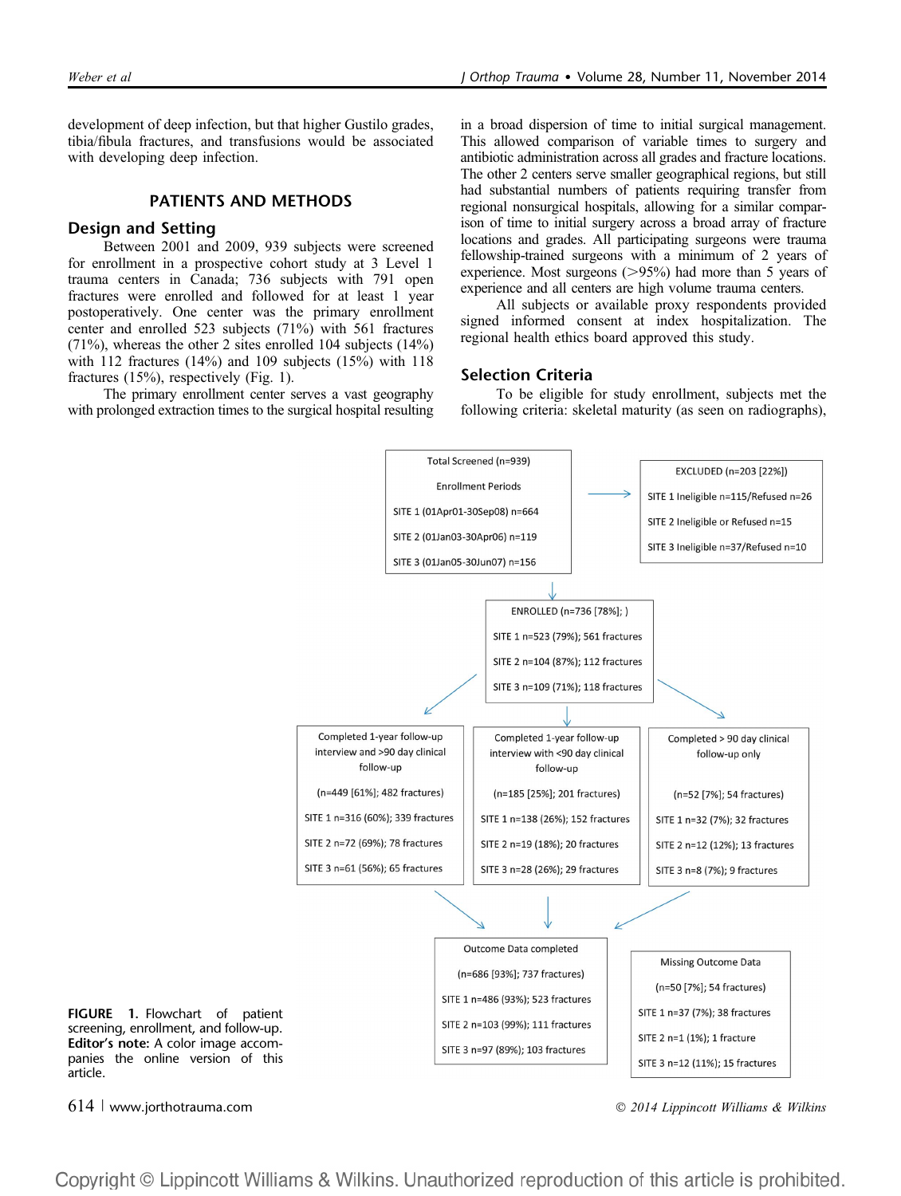development of deep infection, but that higher Gustilo grades, tibia/fibula fractures, and transfusions would be associated with developing deep infection.

## PATIENTS AND METHODS

### Design and Setting

Between 2001 and 2009, 939 subjects were screened for enrollment in a prospective cohort study at 3 Level 1 trauma centers in Canada; 736 subjects with 791 open fractures were enrolled and followed for at least 1 year postoperatively. One center was the primary enrollment center and enrolled 523 subjects (71%) with 561 fractures (71%), whereas the other 2 sites enrolled 104 subjects (14%) with 112 fractures (14%) and 109 subjects (15%) with 118 fractures (15%), respectively (Fig. 1).

The primary enrollment center serves a vast geography with prolonged extraction times to the surgical hospital resulting in a broad dispersion of time to initial surgical management. This allowed comparison of variable times to surgery and antibiotic administration across all grades and fracture locations. The other 2 centers serve smaller geographical regions, but still had substantial numbers of patients requiring transfer from regional nonsurgical hospitals, allowing for a similar comparison of time to initial surgery across a broad array of fracture locations and grades. All participating surgeons were trauma fellowship-trained surgeons with a minimum of 2 years of experience. Most surgeons (>95%) had more than 5 years of experience and all centers are high volume trauma centers.

All subjects or available proxy respondents provided signed informed consent at index hospitalization. The regional health ethics board approved this study.

### Selection Criteria

To be eligible for study enrollment, subjects met the following criteria: skeletal maturity (as seen on radiographs),

**Total Screened (n=939)**
Enrollment Periods
SITE 1 (01Apr01-30Sep08) n=664
SITE 2 (01Jan03-30Apr06) n=119
SITE 3 (01Jan05-30Jun07) n=156

**EXCLUDED (n=203 [22%])**
SITE 1 Ineligible n=115/Refused n=26
SITE 2 Ineligible or Refused n=15
SITE 3 Ineligible n=37/Refused n=10

**ENROLLED (n=736 [78%]; )**
SITE 1 n=523 (79%); 561 fractures
SITE 2 n=104 (87%); 112 fractures
SITE 3 n=109 (71%); 118 fractures

**Completed 1-year follow-up interview and >90 day clinical follow-up**
(n=449 [61%]; 482 fractures)
SITE 1 n=316 (60%); 339 fractures
SITE 2 n=72 (69%); 78 fractures
SITE 3 n=61 (56%); 65 fractures

**Completed 1-year follow-up interview with <90 day clinical follow-up**
(n=185 [25%]; 201 fractures)
SITE 1 n=138 (26%); 152 fractures
SITE 2 n=19 (18%); 20 fractures
SITE 3 n=28 (26%); 29 fractures

**Completed > 90 day clinical follow-up only**
(n=52 [7%]; 54 fractures)
SITE 1 n=32 (7%); 32 fractures
SITE 2 n=12 (12%); 13 fractures
SITE 3 n=8 (7%); 9 fractures

**Outcome Data completed**
(n=686 [93%]; 737 fractures)
SITE 1 n=486 (93%); 523 fractures
SITE 2 n=103 (99%); 111 fractures
SITE 3 n=97 (89%); 103 fractures

**Missing Outcome Data**
(n=50 [7%]; 54 fractures)
SITE 1 n=37 (7%); 38 fractures
SITE 2 n=1 (1%); 1 fracture
SITE 3 n=12 (11%); 15 fractures

**FIGURE 1.** Flowchart of patient screening, enrollment, and follow-up. **Editor's note:** A color image accompanies the online version of this article.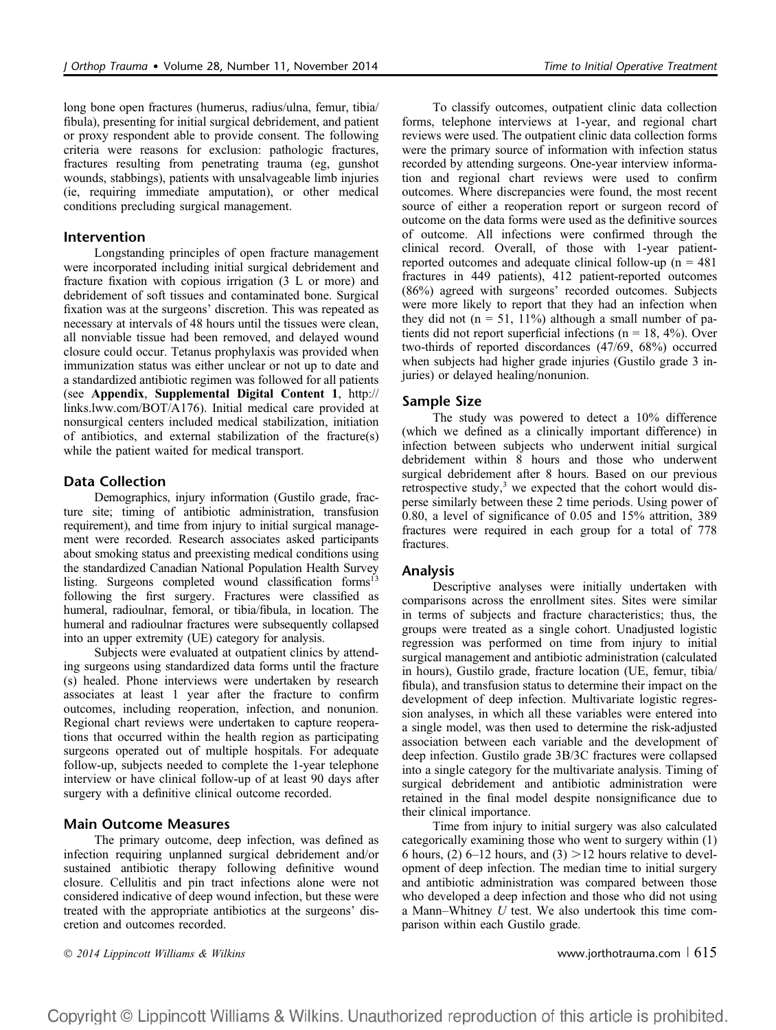long bone open fractures (humerus, radius/ulna, femur, tibia/fibula), presenting for initial surgical debridement, and patient or proxy respondent able to provide consent. The following criteria were reasons for exclusion: pathologic fractures, fractures resulting from penetrating trauma (eg, gunshot wounds, stabbings), patients with unsalvageable limb injuries (ie, requiring immediate amputation), or other medical conditions precluding surgical management.

## Intervention

Longstanding principles of open fracture management were incorporated including initial surgical debridement and fracture fixation with copious irrigation (3 L or more) and debridement of soft tissues and contaminated bone. Surgical fixation was at the surgeons' discretion. This was repeated as necessary at intervals of 48 hours until the tissues were clean, all nonviable tissue had been removed, and delayed wound closure could occur. Tetanus prophylaxis was provided when immunization status was either unclear or not up to date and a standardized antibiotic regimen was followed for all patients (see **Appendix**, **Supplemental Digital Content 1**, http://links.lww.com/BOT/A176). Initial medical care provided at nonsurgical centers included medical stabilization, initiation of antibiotics, and external stabilization of the fracture(s) while the patient waited for medical transport.

## Data Collection

Demographics, injury information (Gustilo grade, fracture site; timing of antibiotic administration, transfusion requirement), and time from injury to initial surgical management were recorded. Research associates asked participants about smoking status and preexisting medical conditions using the standardized Canadian National Population Health Survey listing. Surgeons completed wound classification forms[13] following the first surgery. Fractures were classified as humeral, radioulnar, femoral, or tibia/fibula, in location. The humeral and radioulnar fractures were subsequently collapsed into an upper extremity (UE) category for analysis.

Subjects were evaluated at outpatient clinics by attending surgeons using standardized data forms until the fracture (s) healed. Phone interviews were undertaken by research associates at least 1 year after the fracture to confirm outcomes, including reoperation, infection, and nonunion. Regional chart reviews were undertaken to capture reoperations that occurred within the health region as participating surgeons operated out of multiple hospitals. For adequate follow-up, subjects needed to complete the 1-year telephone interview or have clinical follow-up of at least 90 days after surgery with a definitive clinical outcome recorded.

## Main Outcome Measures

The primary outcome, deep infection, was defined as infection requiring unplanned surgical debridement and/or sustained antibiotic therapy following definitive wound closure. Cellulitis and pin tract infections alone were not considered indicative of deep wound infection, but these were treated with the appropriate antibiotics at the surgeons' discretion and outcomes recorded.

To classify outcomes, outpatient clinic data collection forms, telephone interviews at 1-year, and regional chart reviews were used. The outpatient clinic data collection forms were the primary source of information with infection status recorded by attending surgeons. One-year interview information and regional chart reviews were used to confirm outcomes. Where discrepancies were found, the most recent source of either a reoperation report or surgeon record of outcome on the data forms were used as the definitive sources of outcome. All infections were confirmed through the clinical record. Overall, of those with 1-year patient-reported outcomes and adequate clinical follow-up (n = 481 fractures in 449 patients), 412 patient-reported outcomes (86%) agreed with surgeons' recorded outcomes. Subjects were more likely to report that they had an infection when they did not (n = 51, 11%) although a small number of patients did not report superficial infections (n = 18, 4%). Over two-thirds of reported discordances (47/69, 68%) occurred when subjects had higher grade injuries (Gustilo grade 3 injuries) or delayed healing/nonunion.

## Sample Size

The study was powered to detect a 10% difference (which we defined as a clinically important difference) in infection between subjects who underwent initial surgical debridement within 8 hours and those who underwent surgical debridement after 8 hours. Based on our previous retrospective study,[3] we expected that the cohort would disperse similarly between these 2 time periods. Using power of 0.80, a level of significance of 0.05 and 15% attrition, 389 fractures were required in each group for a total of 778 fractures.

## Analysis

Descriptive analyses were initially undertaken with comparisons across the enrollment sites. Sites were similar in terms of subjects and fracture characteristics; thus, the groups were treated as a single cohort. Unadjusted logistic regression was performed on time from injury to initial surgical management and antibiotic administration (calculated in hours), Gustilo grade, fracture location (UE, femur, tibia/fibula), and transfusion status to determine their impact on the development of deep infection. Multivariate logistic regression analyses, in which all these variables were entered into a single model, was then used to determine the risk-adjusted association between each variable and the development of deep infection. Gustilo grade 3B/3C fractures were collapsed into a single category for the multivariate analysis. Timing of surgical debridement and antibiotic administration were retained in the final model despite nonsignificance due to their clinical importance.

Time from injury to initial surgery was also calculated categorically examining those who went to surgery within (1) 6 hours, (2) 6–12 hours, and (3) >12 hours relative to development of deep infection. The median time to initial surgery and antibiotic administration was compared between those who developed a deep infection and those who did not using a Mann–Whitney *U* test. We also undertook this time comparison within each Gustilo grade.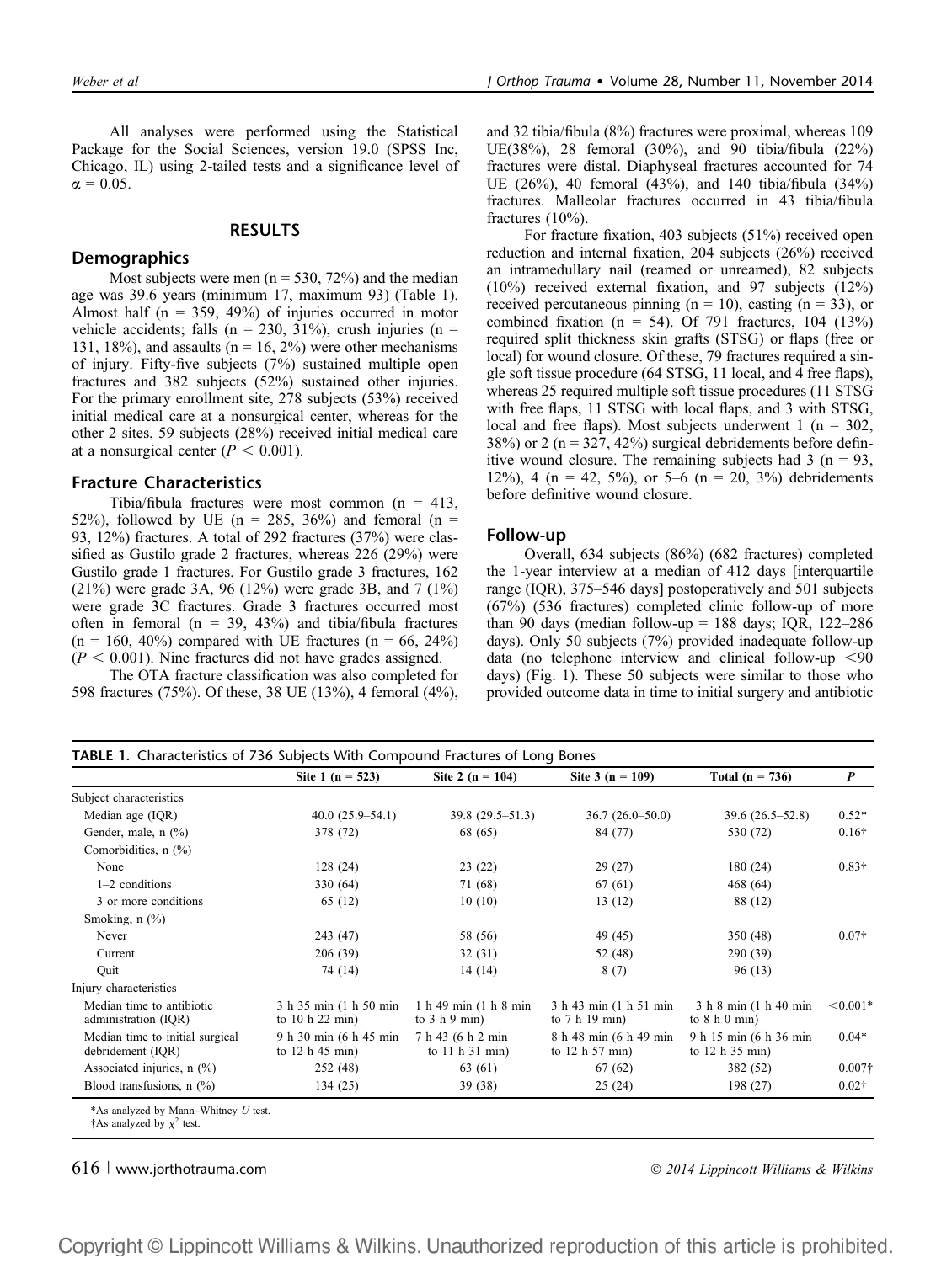All analyses were performed using the Statistical Package for the Social Sciences, version 19.0 (SPSS Inc, Chicago, IL) using 2-tailed tests and a significance level of $\alpha = 0.05$.

## RESULTS

### Demographics

Most subjects were men (n = 530, 72%) and the median age was 39.6 years (minimum 17, maximum 93) (Table 1). Almost half (n = 359, 49%) of injuries occurred in motor vehicle accidents; falls (n = 230, 31%), crush injuries (n = 131, 18%), and assaults (n = 16, 2%) were other mechanisms of injury. Fifty-five subjects (7%) sustained multiple open fractures and 382 subjects (52%) sustained other injuries. For the primary enrollment site, 278 subjects (53%) received initial medical care at a nonsurgical center, whereas for the other 2 sites, 59 subjects (28%) received initial medical care at a nonsurgical center ($P < 0.001$).

### Fracture Characteristics

Tibia/fibula fractures were most common (n = 413, 52%), followed by UE (n = 285, 36%) and femoral (n = 93, 12%) fractures. A total of 292 fractures (37%) were classified as Gustilo grade 2 fractures, whereas 226 (29%) were Gustilo grade 1 fractures. For Gustilo grade 3 fractures, 162 (21%) were grade 3A, 96 (12%) were grade 3B, and 7 (1%) were grade 3C fractures. Grade 3 fractures occurred most often in femoral (n = 39, 43%) and tibia/fibula fractures (n = 160, 40%) compared with UE fractures (n = 66, 24%) ($P < 0.001$). Nine fractures did not have grades assigned.

The OTA fracture classification was also completed for 598 fractures (75%). Of these, 38 UE (13%), 4 femoral (4%), and 32 tibia/fibula (8%) fractures were proximal, whereas 109 UE(38%), 28 femoral (30%), and 90 tibia/fibula (22%) fractures were distal. Diaphyseal fractures accounted for 74 UE (26%), 40 femoral (43%), and 140 tibia/fibula (34%) fractures. Malleolar fractures occurred in 43 tibia/fibula fractures (10%).

For fracture fixation, 403 subjects (51%) received open reduction and internal fixation, 204 subjects (26%) received an intramedullary nail (reamed or unreamed), 82 subjects (10%) received external fixation, and 97 subjects (12%) received percutaneous pinning (n = 10), casting (n = 33), or combined fixation (n = 54). Of 791 fractures, 104 (13%) required split thickness skin grafts (STSG) or flaps (free or local) for wound closure. Of these, 79 fractures required a single soft tissue procedure (64 STSG, 11 local, and 4 free flaps), whereas 25 required multiple soft tissue procedures (11 STSG with free flaps, 11 STSG with local flaps, and 3 with STSG, local and free flaps). Most subjects underwent 1 (n = 302, 38%) or 2 (n = 327, 42%) surgical debridements before definitive wound closure. The remaining subjects had 3 (n = 93, 12%), 4 (n = 42, 5%), or 5–6 (n = 20, 3%) debridements before definitive wound closure.

### Follow-up

Overall, 634 subjects (86%) (682 fractures) completed the 1-year interview at a median of 412 days [interquartile range (IQR), 375–546 days] postoperatively and 501 subjects (67%) (536 fractures) completed clinic follow-up of more than 90 days (median follow-up = 188 days; IQR, 122–286 days). Only 50 subjects (7%) provided inadequate follow-up data (no telephone interview and clinical follow-up <90 days) (Fig. 1). These 50 subjects were similar to those who provided outcome data in time to initial surgery and antibiotic

**TABLE 1.** Characteristics of 736 Subjects With Compound Fractures of Long Bones

| | Site 1 (n = 523) | Site 2 (n = 104) | Site 3 (n = 109) | Total (n = 736) | P |
|---|---|---|---|---|---|
| Subject characteristics | | | | | |
| Median age (IQR) | 40.0 (25.9–54.1) | 39.8 (29.5–51.3) | 36.7 (26.0–50.0) | 39.6 (26.5–52.8) | 0.52* |
| Gender, male, n (%) | 378 (72) | 68 (65) | 84 (77) | 530 (72) | 0.16† |
| Comorbidities, n (%) | | | | | |
| None | 128 (24) | 23 (22) | 29 (27) | 180 (24) | 0.83† |
| 1–2 conditions | 330 (64) | 71 (68) | 67 (61) | 468 (64) | |
| 3 or more conditions | 65 (12) | 10 (10) | 13 (12) | 88 (12) | |
| Smoking, n (%) | | | | | |
| Never | 243 (47) | 58 (56) | 49 (45) | 350 (48) | 0.07† |
| Current | 206 (39) | 32 (31) | 52 (48) | 290 (39) | |
| Quit | 74 (14) | 14 (14) | 8 (7) | 96 (13) | |
| Injury characteristics | | | | | |
| Median time to antibiotic administration (IQR) | 3 h 35 min (1 h 50 min to 10 h 22 min) | 1 h 49 min (1 h 8 min to 3 h 9 min) | 3 h 43 min (1 h 51 min to 7 h 19 min) | 3 h 8 min (1 h 40 min to 8 h 0 min) | <0.001* |
| Median time to initial surgical debridement (IQR) | 9 h 30 min (6 h 45 min to 12 h 45 min) | 7 h 43 (6 h 2 min to 11 h 31 min) | 8 h 48 min (6 h 49 min to 12 h 57 min) | 9 h 15 min (6 h 36 min to 12 h 35 min) | 0.04* |
| Associated injuries, n (%) | 252 (48) | 63 (61) | 67 (62) | 382 (52) | 0.007† |
| Blood transfusions, n (%) | 134 (25) | 39 (38) | 25 (24) | 198 (27) | 0.02† |

*As analyzed by Mann–Whitney U test.
†As analyzed by $\chi^2$ test.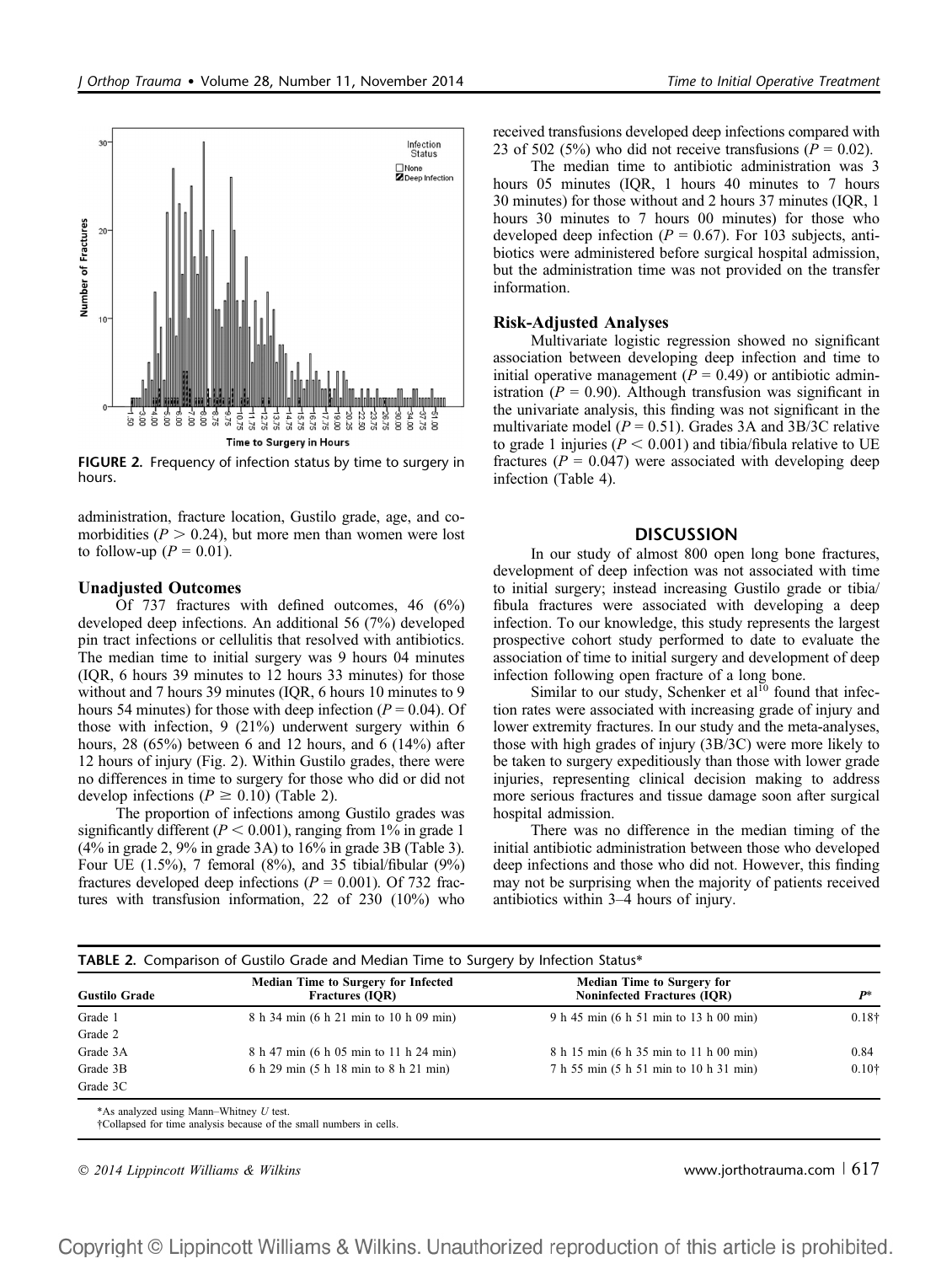FIGURE 2. Frequency of infection status by time to surgery in hours.

administration, fracture location, Gustilo grade, age, and comorbidities ($P > 0.24$), but more men than women were lost to follow-up ($P = 0.01$).

### Unadjusted Outcomes

Of 737 fractures with defined outcomes, 46 (6%) developed deep infections. An additional 56 (7%) developed pin tract infections or cellulitis that resolved with antibiotics. The median time to initial surgery was 9 hours 04 minutes (IQR, 6 hours 39 minutes to 12 hours 33 minutes) for those without and 7 hours 39 minutes (IQR, 6 hours 10 minutes to 9 hours 54 minutes) for those with deep infection ($P = 0.04$). Of those with infection, 9 (21%) underwent surgery within 6 hours, 28 (65%) between 6 and 12 hours, and 6 (14%) after 12 hours of injury (Fig. 2). Within Gustilo grades, there were no differences in time to surgery for those who did or did not develop infections ($P \geq 0.10$) (Table 2).

The proportion of infections among Gustilo grades was significantly different ($P < 0.001$), ranging from 1% in grade 1 (4% in grade 2, 9% in grade 3A) to 16% in grade 3B (Table 3). Four UE (1.5%), 7 femoral (8%), and 35 tibial/fibular (9%) fractures developed deep infections ($P = 0.001$). Of 732 fractures with transfusion information, 22 of 230 (10%) who received transfusions developed deep infections compared with 23 of 502 (5%) who did not receive transfusions ($P = 0.02$).

The median time to antibiotic administration was 3 hours 05 minutes (IQR, 1 hours 40 minutes to 7 hours 30 minutes) for those without and 2 hours 37 minutes (IQR, 1 hours 30 minutes to 7 hours 00 minutes) for those who developed deep infection ($P = 0.67$). For 103 subjects, antibiotics were administered before surgical hospital admission, but the administration time was not provided on the transfer information.

### Risk-Adjusted Analyses

Multivariate logistic regression showed no significant association between developing deep infection and time to initial operative management ($P = 0.49$) or antibiotic administration ($P = 0.90$). Although transfusion was significant in the univariate analysis, this finding was not significant in the multivariate model ($P = 0.51$). Grades 3A and 3B/3C relative to grade 1 injuries ($P < 0.001$) and tibia/fibula relative to UE fractures ($P = 0.047$) were associated with developing deep infection (Table 4).

## DISCUSSION

In our study of almost 800 open long bone fractures, development of deep infection was not associated with time to initial surgery; instead increasing Gustilo grade or tibia/fibula fractures were associated with developing a deep infection. To our knowledge, this study represents the largest prospective cohort study performed to date to evaluate the association of time to initial surgery and development of deep infection following open fracture of a long bone.

Similar to our study, Schenker et al[10] found that infection rates were associated with increasing grade of injury and lower extremity fractures. In our study and the meta-analyses, those with high grades of injury (3B/3C) were more likely to be taken to surgery expeditiously than those with lower grade injuries, representing clinical decision making to address more serious fractures and tissue damage soon after surgical hospital admission.

There was no difference in the median timing of the initial antibiotic administration between those who developed deep infections and those who did not. However, this finding may not be surprising when the majority of patients received antibiotics within 3–4 hours of injury.

TABLE 2. Comparison of Gustilo Grade and Median Time to Surgery by Infection Status*

| Gustilo Grade | Median Time to Surgery for Infected Fractures (IQR) | Median Time to Surgery for Noninfected Fractures (IQR) | P* |
|---|---|---|---|
| Grade 1<br>Grade 2 | 8 h 34 min (6 h 21 min to 10 h 09 min) | 9 h 45 min (6 h 51 min to 13 h 00 min) | 0.18† |
| Grade 3A | 8 h 47 min (6 h 05 min to 11 h 24 min) | 8 h 15 min (6 h 35 min to 11 h 00 min) | 0.84 |
| Grade 3B<br>Grade 3C | 6 h 29 min (5 h 18 min to 8 h 21 min) | 7 h 55 min (5 h 51 min to 10 h 31 min) | 0.10† |

*As analyzed using Mann–Whitney *U* test.
†Collapsed for time analysis because of the small numbers in cells.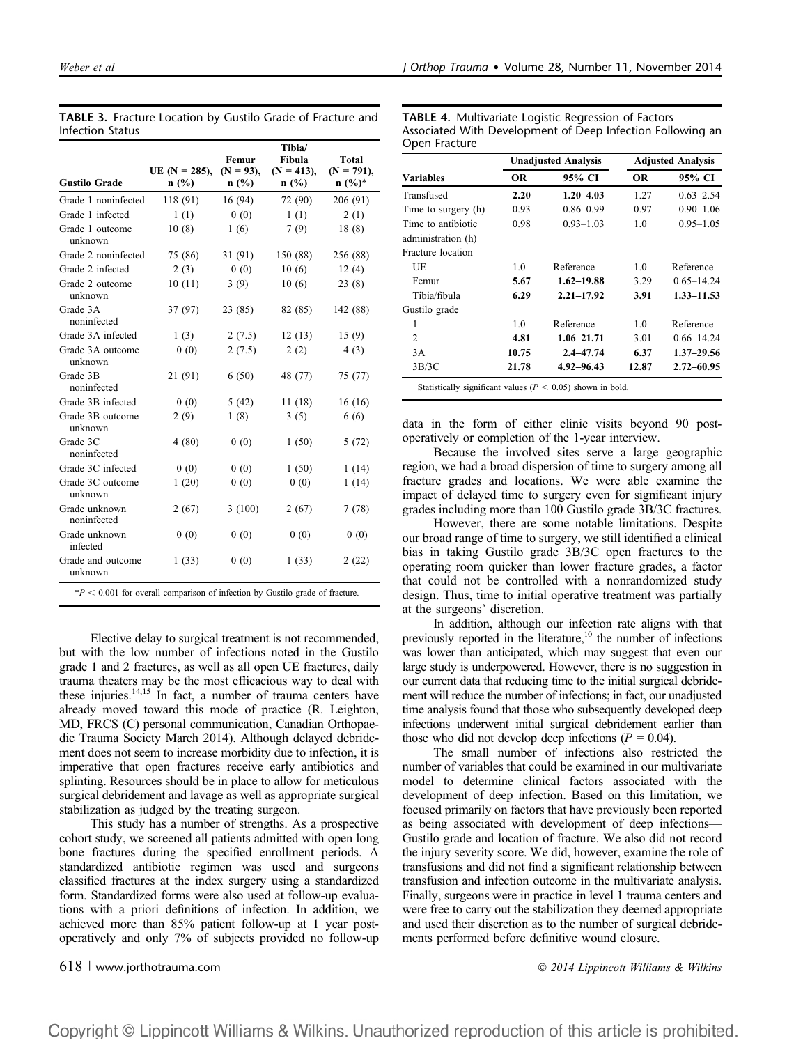**TABLE 3.** Fracture Location by Gustilo Grade of Fracture and Infection Status

| Gustilo Grade | UE (N = 285), n (%) | Femur (N = 93), n (%) | Tibia/Fibula (N = 413), n (%) | Total (N = 791), n (%)* |
|---|---|---|---|---|
| Grade 1 noninfected | 118 (91) | 16 (94) | 72 (90) | 206 (91) |
| Grade 1 infected | 1 (1) | 0 (0) | 1 (1) | 2 (1) |
| Grade 1 outcome unknown | 10 (8) | 1 (6) | 7 (9) | 18 (8) |
| Grade 2 noninfected | 75 (86) | 31 (91) | 150 (88) | 256 (88) |
| Grade 2 infected | 2 (3) | 0 (0) | 10 (6) | 12 (4) |
| Grade 2 outcome unknown | 10 (11) | 3 (9) | 10 (6) | 23 (8) |
| Grade 3A noninfected | 37 (97) | 23 (85) | 82 (85) | 142 (88) |
| Grade 3A infected | 1 (3) | 2 (7.5) | 12 (13) | 15 (9) |
| Grade 3A outcome unknown | 0 (0) | 2 (7.5) | 2 (2) | 4 (3) |
| Grade 3B noninfected | 21 (91) | 6 (50) | 48 (77) | 75 (77) |
| Grade 3B infected | 0 (0) | 5 (42) | 11 (18) | 16 (16) |
| Grade 3B outcome unknown | 2 (9) | 1 (8) | 3 (5) | 6 (6) |
| Grade 3C noninfected | 4 (80) | 0 (0) | 1 (50) | 5 (72) |
| Grade 3C infected | 0 (0) | 0 (0) | 1 (50) | 1 (14) |
| Grade 3C outcome unknown | 1 (20) | 0 (0) | 0 (0) | 1 (14) |
| Grade unknown noninfected | 2 (67) | 3 (100) | 2 (67) | 7 (78) |
| Grade unknown infected | 0 (0) | 0 (0) | 0 (0) | 0 (0) |
| Grade and outcome unknown | 1 (33) | 0 (0) | 1 (33) | 2 (22) |

*$P < 0.001$ for overall comparison of infection by Gustilo grade of fracture.

Elective delay to surgical treatment is not recommended, but with the low number of infections noted in the Gustilo grade 1 and 2 fractures, as well as all open UE fractures, daily trauma theaters may be the most efficacious way to deal with these injuries.[14,15] In fact, a number of trauma centers have already moved toward this mode of practice (R. Leighton, MD, FRCS (C) personal communication, Canadian Orthopaedic Trauma Society March 2014). Although delayed debridement does not seem to increase morbidity due to infection, it is imperative that open fractures receive early antibiotics and splinting. Resources should be in place to allow for meticulous surgical debridement and lavage as well as appropriate surgical stabilization as judged by the treating surgeon.

This study has a number of strengths. As a prospective cohort study, we screened all patients admitted with open long bone fractures during the specified enrollment periods. A standardized antibiotic regimen was used and surgeons classified fractures at the index surgery using a standardized form. Standardized forms were also used at follow-up evaluations with a priori definitions of infection. In addition, we achieved more than 85% patient follow-up at 1 year postoperatively and only 7% of subjects provided no follow-up data in the form of either clinic visits beyond 90 postoperatively or completion of the 1-year interview.

**TABLE 4.** Multivariate Logistic Regression of Factors Associated With Development of Deep Infection Following an Open Fracture

| Variables | Unadjusted Analysis | | Adjusted Analysis | |
|---|---|---|---|---|
| | OR | 95% CI | OR | 95% CI |
| Transfused | **2.20** | **1.20–4.03** | 1.27 | 0.63–2.54 |
| Time to surgery (h) | 0.93 | 0.86–0.99 | 0.97 | 0.90–1.06 |
| Time to antibiotic administration (h) | 0.98 | 0.93–1.03 | 1.0 | 0.95–1.05 |
| Fracture location | | | | |
| UE | 1.0 | Reference | 1.0 | Reference |
| Femur | **5.67** | **1.62–19.88** | 3.29 | 0.65–14.24 |
| Tibia/fibula | **6.29** | **2.21–17.92** | **3.91** | **1.33–11.53** |
| Gustilo grade | | | | |
| 1 | 1.0 | Reference | 1.0 | Reference |
| 2 | **4.81** | **1.06–21.71** | 3.01 | 0.66–14.24 |
| 3A | **10.75** | **2.4–47.74** | **6.37** | **1.37–29.56** |
| 3B/3C | **21.78** | **4.92–96.43** | **12.87** | **2.72–60.95** |

Statistically significant values ($P < 0.05$) shown in bold.

Because the involved sites serve a large geographic region, we had a broad dispersion of time to surgery among all fracture grades and locations. We were able examine the impact of delayed time to surgery even for significant injury grades including more than 100 Gustilo grade 3B/3C fractures.

However, there are some notable limitations. Despite our broad range of time to surgery, we still identified a clinical bias in taking Gustilo grade 3B/3C open fractures to the operating room quicker than lower fracture grades, a factor that could not be controlled with a nonrandomized study design. Thus, time to initial operative treatment was partially at the surgeons' discretion.

In addition, although our infection rate aligns with that previously reported in the literature,[10] the number of infections was lower than anticipated, which may suggest that even our large study is underpowered. However, there is no suggestion in our current data that reducing time to the initial surgical debridement will reduce the number of infections; in fact, our unadjusted time analysis found that those who subsequently developed deep infections underwent initial surgical debridement earlier than those who did not develop deep infections ($P = 0.04$).

The small number of infections also restricted the number of variables that could be examined in our multivariate model to determine clinical factors associated with the development of deep infection. Based on this limitation, we focused primarily on factors that have previously been reported as being associated with development of deep infections—Gustilo grade and location of fracture. We also did not record the injury severity score. We did, however, examine the role of transfusions and did not find a significant relationship between transfusion and infection outcome in the multivariate analysis. Finally, surgeons were in practice in level 1 trauma centers and were free to carry out the stabilization they deemed appropriate and used their discretion as to the number of surgical debridements performed before definitive wound closure.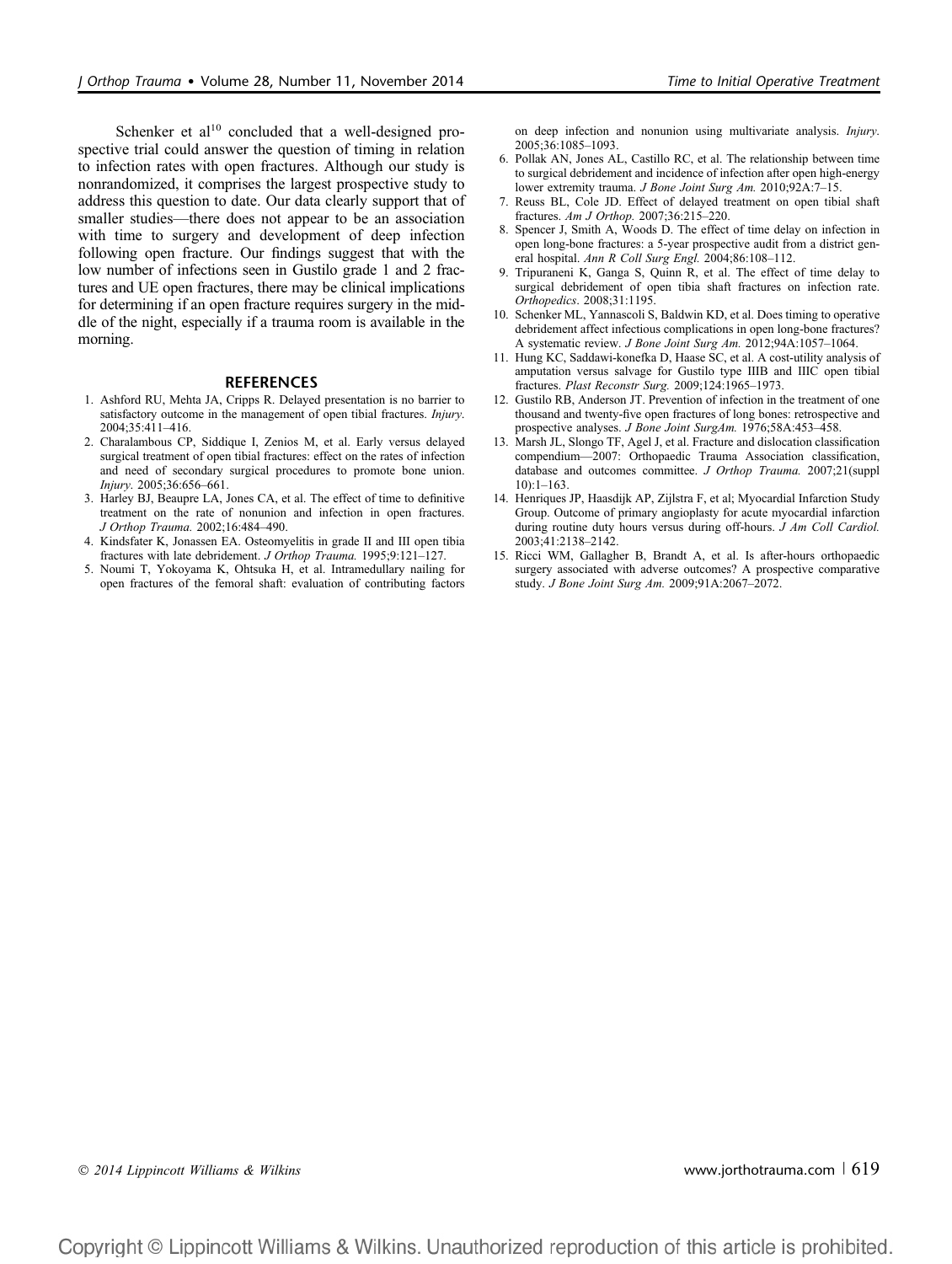Schenker et al[10] concluded that a well-designed prospective trial could answer the question of timing in relation to infection rates with open fractures. Although our study is nonrandomized, it comprises the largest prospective study to address this question to date. Our data clearly support that of smaller studies—there does not appear to be an association with time to surgery and development of deep infection following open fracture. Our findings suggest that with the low number of infections seen in Gustilo grade 1 and 2 fractures and UE open fractures, there may be clinical implications for determining if an open fracture requires surgery in the middle of the night, especially if a trauma room is available in the morning.

## REFERENCES

1. Ashford RU, Mehta JA, Cripps R. Delayed presentation is no barrier to satisfactory outcome in the management of open tibial fractures. *Injury.* 2004;35:411–416.
2. Charalambous CP, Siddique I, Zenios M, et al. Early versus delayed surgical treatment of open tibial fractures: effect on the rates of infection and need of secondary surgical procedures to promote bone union. *Injury.* 2005;36:656–661.
3. Harley BJ, Beaupre LA, Jones CA, et al. The effect of time to definitive treatment on the rate of nonunion and infection in open fractures. *J Orthop Trauma.* 2002;16:484–490.
4. Kindsfater K, Jonassen EA. Osteomyelitis in grade II and III open tibia fractures with late debridement. *J Orthop Trauma.* 1995;9:121–127.
5. Noumi T, Yokoyama K, Ohtsuka H, et al. Intramedullary nailing for open fractures of the femoral shaft: evaluation of contributing factors on deep infection and nonunion using multivariate analysis. *Injury.* 2005;36:1085–1093.
6. Pollak AN, Jones AL, Castillo RC, et al. The relationship between time to surgical debridement and incidence of infection after open high-energy lower extremity trauma. *J Bone Joint Surg Am.* 2010;92A:7–15.
7. Reuss BL, Cole JD. Effect of delayed treatment on open tibial shaft fractures. *Am J Orthop.* 2007;36:215–220.
8. Spencer J, Smith A, Woods D. The effect of time delay on infection in open long-bone fractures: a 5-year prospective audit from a district general hospital. *Ann R Coll Surg Engl.* 2004;86:108–112.
9. Tripuraneni K, Ganga S, Quinn R, et al. The effect of time delay to surgical debridement of open tibia shaft fractures on infection rate. *Orthopedics.* 2008;31:1195.
10. Schenker ML, Yannascoli S, Baldwin KD, et al. Does timing to operative debridement affect infectious complications in open long-bone fractures? A systematic review. *J Bone Joint Surg Am.* 2012;94A:1057–1064.
11. Hung KC, Saddawi-konefka D, Haase SC, et al. A cost-utility analysis of amputation versus salvage for Gustilo type IIIB and IIIC open tibial fractures. *Plast Reconstr Surg.* 2009;124:1965–1973.
12. Gustilo RB, Anderson JT. Prevention of infection in the treatment of one thousand and twenty-five open fractures of long bones: retrospective and prospective analyses. *J Bone Joint SurgAm.* 1976;58A:453–458.
13. Marsh JL, Slongo TF, Agel J, et al. Fracture and dislocation classification compendium—2007: Orthopaedic Trauma Association classification, database and outcomes committee. *J Orthop Trauma.* 2007;21(suppl 10):1–163.
14. Henriques JP, Haasdijk AP, Zijlstra F, et al; Myocardial Infarction Study Group. Outcome of primary angioplasty for acute myocardial infarction during routine duty hours versus during off-hours. *J Am Coll Cardiol.* 2003;41:2138–2142.
15. Ricci WM, Gallagher B, Brandt A, et al. Is after-hours orthopaedic surgery associated with adverse outcomes? A prospective comparative study. *J Bone Joint Surg Am.* 2009;91A:2067–2072.